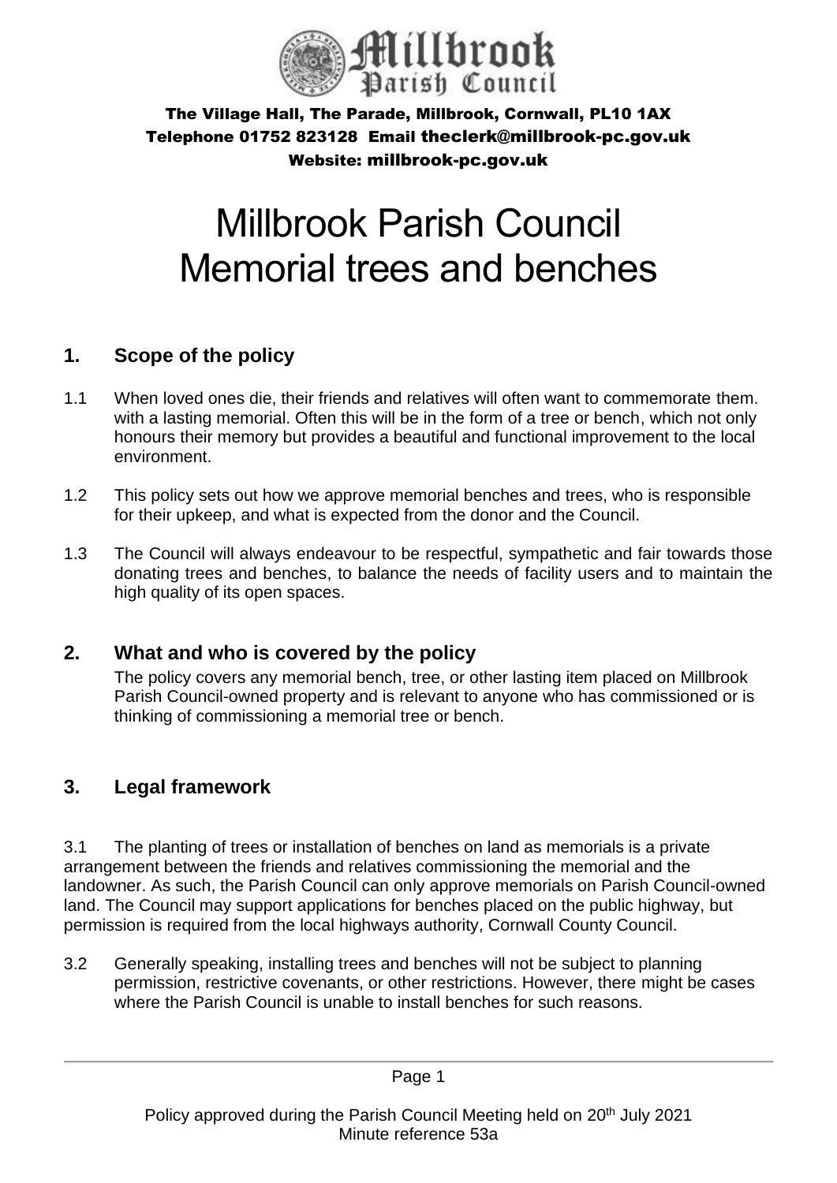The Village Hall, The Parade, Millbrook, Cornwall, PL10 1AX
Telephone 01752 823128 Email theclerk@millbrook-pc.gov.uk
Website: millbrook-pc.gov.uk

# Millbrook Parish Council Memorial trees and benches

## 1. Scope of the policy

1.1 When loved ones die, their friends and relatives will often want to commemorate them. with a lasting memorial. Often this will be in the form of a tree or bench, which not only honours their memory but provides a beautiful and functional improvement to the local environment.

1.2 This policy sets out how we approve memorial benches and trees, who is responsible for their upkeep, and what is expected from the donor and the Council.

1.3 The Council will always endeavour to be respectful, sympathetic and fair towards those donating trees and benches, to balance the needs of facility users and to maintain the high quality of its open spaces.

## 2. What and who is covered by the policy

The policy covers any memorial bench, tree, or other lasting item placed on Millbrook Parish Council-owned property and is relevant to anyone who has commissioned or is thinking of commissioning a memorial tree or bench.

## 3. Legal framework

3.1 The planting of trees or installation of benches on land as memorials is a private arrangement between the friends and relatives commissioning the memorial and the landowner. As such, the Parish Council can only approve memorials on Parish Council-owned land. The Council may support applications for benches placed on the public highway, but permission is required from the local highways authority, Cornwall County Council.

3.2 Generally speaking, installing trees and benches will not be subject to planning permission, restrictive covenants, or other restrictions. However, there might be cases where the Parish Council is unable to install benches for such reasons.

Policy approved during the Parish Council Meeting held on 20th July 2021
Minute reference 53a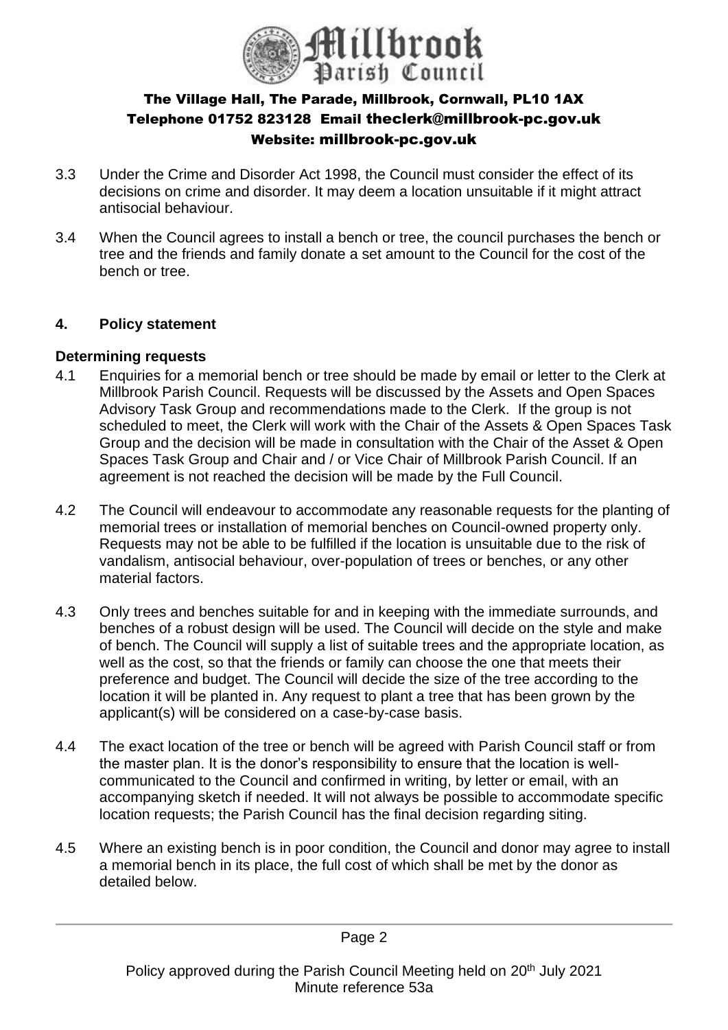3.3 Under the Crime and Disorder Act 1998, the Council must consider the effect of its decisions on crime and disorder. It may deem a location unsuitable if it might attract antisocial behaviour.

3.4 When the Council agrees to install a bench or tree, the council purchases the bench or tree and the friends and family donate a set amount to the Council for the cost of the bench or tree.

## 4. Policy statement

### Determining requests

4.1 Enquiries for a memorial bench or tree should be made by email or letter to the Clerk at Millbrook Parish Council. Requests will be discussed by the Assets and Open Spaces Advisory Task Group and recommendations made to the Clerk. If the group is not scheduled to meet, the Clerk will work with the Chair of the Assets & Open Spaces Task Group and the decision will be made in consultation with the Chair of the Asset & Open Spaces Task Group and Chair and / or Vice Chair of Millbrook Parish Council. If an agreement is not reached the decision will be made by the Full Council.

4.2 The Council will endeavour to accommodate any reasonable requests for the planting of memorial trees or installation of memorial benches on Council-owned property only. Requests may not be able to be fulfilled if the location is unsuitable due to the risk of vandalism, antisocial behaviour, over-population of trees or benches, or any other material factors.

4.3 Only trees and benches suitable for and in keeping with the immediate surrounds, and benches of a robust design will be used. The Council will decide on the style and make of bench. The Council will supply a list of suitable trees and the appropriate location, as well as the cost, so that the friends or family can choose the one that meets their preference and budget. The Council will decide the size of the tree according to the location it will be planted in. Any request to plant a tree that has been grown by the applicant(s) will be considered on a case-by-case basis.

4.4 The exact location of the tree or bench will be agreed with Parish Council staff or from the master plan. It is the donor's responsibility to ensure that the location is well-communicated to the Council and confirmed in writing, by letter or email, with an accompanying sketch if needed. It will not always be possible to accommodate specific location requests; the Parish Council has the final decision regarding siting.

4.5 Where an existing bench is in poor condition, the Council and donor may agree to install a memorial bench in its place, the full cost of which shall be met by the donor as detailed below.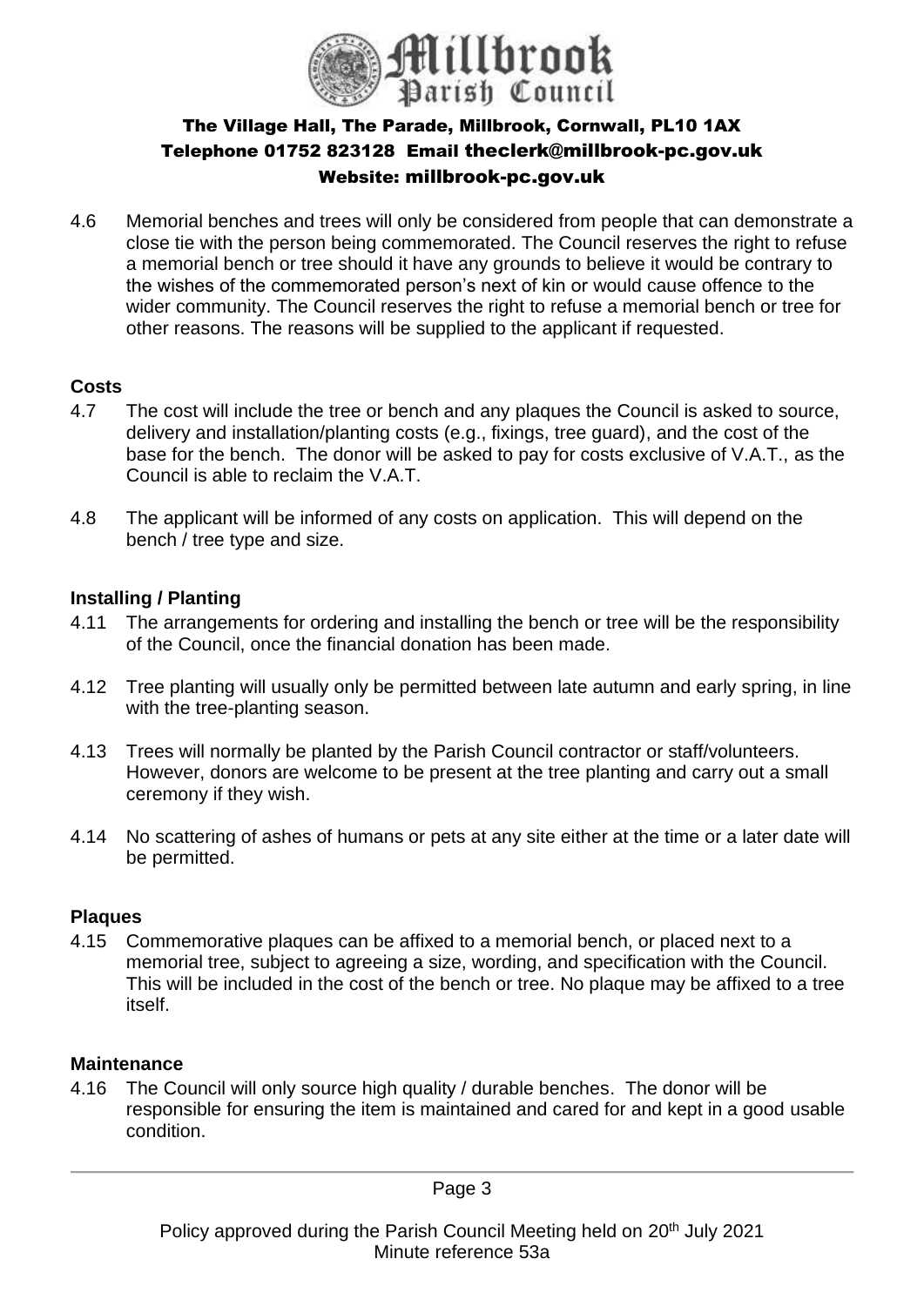4.6 Memorial benches and trees will only be considered from people that can demonstrate a close tie with the person being commemorated. The Council reserves the right to refuse a memorial bench or tree should it have any grounds to believe it would be contrary to the wishes of the commemorated person's next of kin or would cause offence to the wider community. The Council reserves the right to refuse a memorial bench or tree for other reasons. The reasons will be supplied to the applicant if requested.

**Costs**

4.7 The cost will include the tree or bench and any plaques the Council is asked to source, delivery and installation/planting costs (e.g., fixings, tree guard), and the cost of the base for the bench. The donor will be asked to pay for costs exclusive of V.A.T., as the Council is able to reclaim the V.A.T.

4.8 The applicant will be informed of any costs on application. This will depend on the bench / tree type and size.

**Installing / Planting**

4.11 The arrangements for ordering and installing the bench or tree will be the responsibility of the Council, once the financial donation has been made.

4.12 Tree planting will usually only be permitted between late autumn and early spring, in line with the tree-planting season.

4.13 Trees will normally be planted by the Parish Council contractor or staff/volunteers. However, donors are welcome to be present at the tree planting and carry out a small ceremony if they wish.

4.14 No scattering of ashes of humans or pets at any site either at the time or a later date will be permitted.

**Plaques**

4.15 Commemorative plaques can be affixed to a memorial bench, or placed next to a memorial tree, subject to agreeing a size, wording, and specification with the Council. This will be included in the cost of the bench or tree. No plaque may be affixed to a tree itself.

**Maintenance**

4.16 The Council will only source high quality / durable benches. The donor will be responsible for ensuring the item is maintained and cared for and kept in a good usable condition.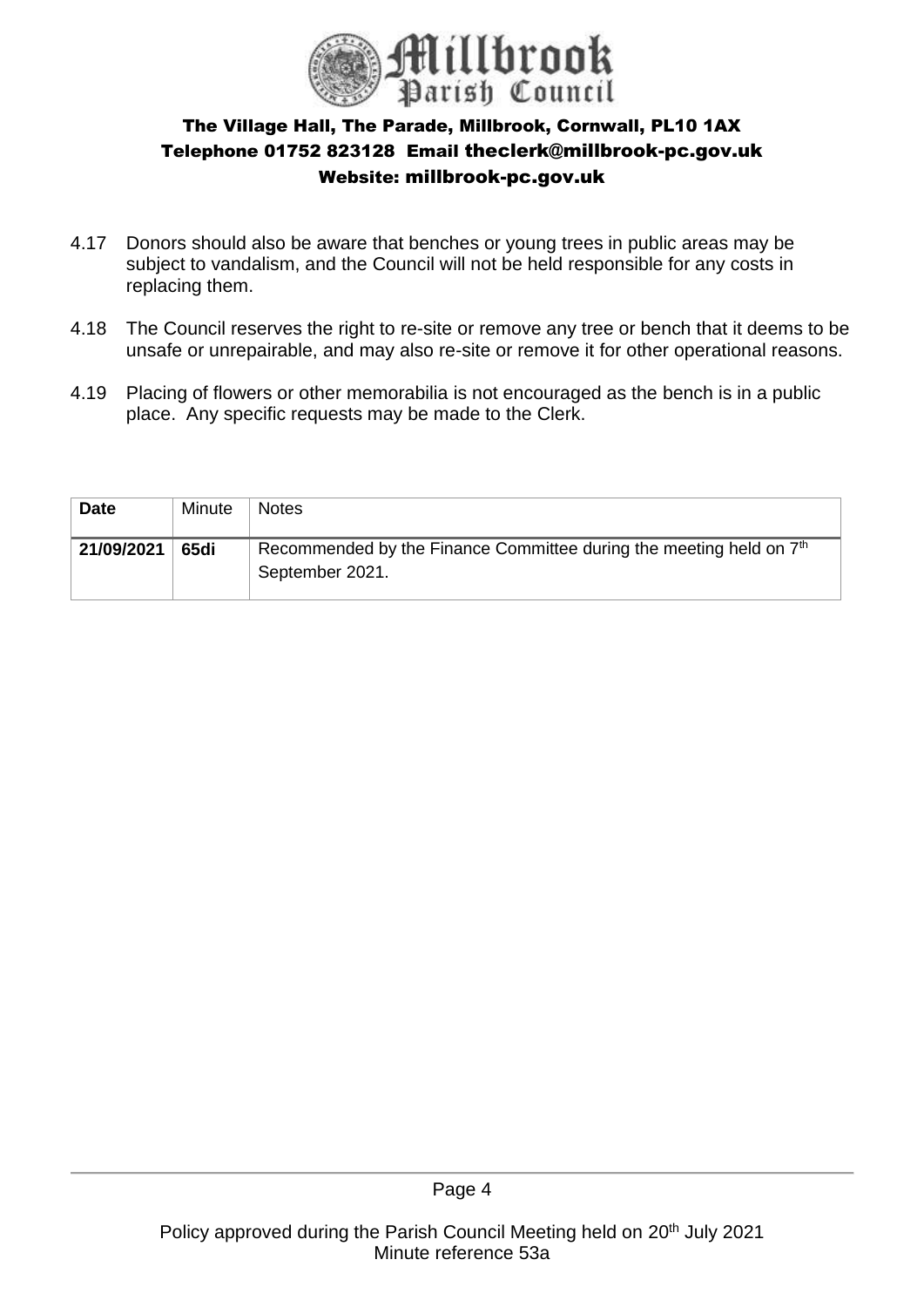4.17 Donors should also be aware that benches or young trees in public areas may be subject to vandalism, and the Council will not be held responsible for any costs in replacing them.

4.18 The Council reserves the right to re-site or remove any tree or bench that it deems to be unsafe or unrepairable, and may also re-site or remove it for other operational reasons.

4.19 Placing of flowers or other memorabilia is not encouraged as the bench is in a public place. Any specific requests may be made to the Clerk.

| **Date** | Minute | Notes |
|---|---|---|
| **21/09/2021** | **65di** | Recommended by the Finance Committee during the meeting held on 7th September 2021. |